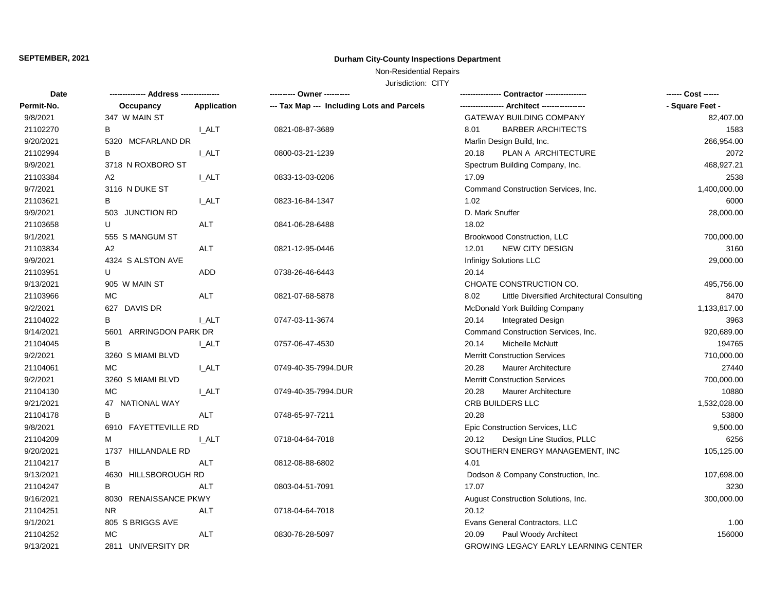**SEPTEMBER, 2021**

# Durham City-County Inspections Department

Non-Residential Repairs

Jurisdiction: CITY

| Date / Permit-No. | Address / Occupancy | Application | Owner / Tax Map --- Including Lots and Parcels | Contractor / Architect | Cost / Square Feet |
|---|---|---|---|---|---|
| 9/8/2021 | 347 W MAIN ST | | | GATEWAY BUILDING COMPANY | 82,407.00 |
| 21102270 | B | I_ALT | 0821-08-87-3689 | 8.01 BARBER ARCHITECTS | 1583 |
| 9/20/2021 | 5320 MCFARLAND DR | | | Marlin Design Build, Inc. | 266,954.00 |
| 21102994 | B | I_ALT | 0800-03-21-1239 | 20.18 PLAN A ARCHITECTURE | 2072 |
| 9/9/2021 | 3718 N ROXBORO ST | | | Spectrum Building Company, Inc. | 468,927.21 |
| 21103384 | A2 | I_ALT | 0833-13-03-0206 | 17.09 | 2538 |
| 9/7/2021 | 3116 N DUKE ST | | | Command Construction Services, Inc. | 1,400,000.00 |
| 21103621 | B | I_ALT | 0823-16-84-1347 | 1.02 | 6000 |
| 9/9/2021 | 503 JUNCTION RD | | | D. Mark Snuffer | 28,000.00 |
| 21103658 | U | ALT | 0841-06-28-6488 | 18.02 | |
| 9/1/2021 | 555 S MANGUM ST | | | Brookwood Construction, LLC | 700,000.00 |
| 21103834 | A2 | ALT | 0821-12-95-0446 | 12.01 NEW CITY DESIGN | 3160 |
| 9/9/2021 | 4324 S ALSTON AVE | | | Infinigy Solutions LLC | 29,000.00 |
| 21103951 | U | ADD | 0738-26-46-6443 | 20.14 | |
| 9/13/2021 | 905 W MAIN ST | | | CHOATE CONSTRUCTION CO. | 495,756.00 |
| 21103966 | MC | ALT | 0821-07-68-5878 | 8.02 Little Diversified Architectural Consulting | 8470 |
| 9/2/2021 | 627 DAVIS DR | | | McDonald York Building Company | 1,133,817.00 |
| 21104022 | B | I_ALT | 0747-03-11-3674 | 20.14 Integrated Design | 3963 |
| 9/14/2021 | 5601 ARRINGDON PARK DR | | | Command Construction Services, Inc. | 920,689.00 |
| 21104045 | B | I_ALT | 0757-06-47-4530 | 20.14 Michelle McNutt | 194765 |
| 9/2/2021 | 3260 S MIAMI BLVD | | | Merritt Construction Services | 710,000.00 |
| 21104061 | MC | I_ALT | 0749-40-35-7994.DUR | 20.28 Maurer Architecture | 27440 |
| 9/2/2021 | 3260 S MIAMI BLVD | | | Merritt Construction Services | 700,000.00 |
| 21104130 | MC | I_ALT | 0749-40-35-7994.DUR | 20.28 Maurer Architecture | 10880 |
| 9/21/2021 | 47 NATIONAL WAY | | | CRB BUILDERS LLC | 1,532,028.00 |
| 21104178 | B | ALT | 0748-65-97-7211 | 20.28 | 53800 |
| 9/8/2021 | 6910 FAYETTEVILLE RD | | | Epic Construction Services, LLC | 9,500.00 |
| 21104209 | M | I_ALT | 0718-04-64-7018 | 20.12 Design Line Studios, PLLC | 6256 |
| 9/20/2021 | 1737 HILLANDALE RD | | | SOUTHERN ENERGY MANAGEMENT, INC | 105,125.00 |
| 21104217 | B | ALT | 0812-08-88-6802 | 4.01 | |
| 9/13/2021 | 4630 HILLSBOROUGH RD | | | Dodson & Company Construction, Inc. | 107,698.00 |
| 21104247 | B | ALT | 0803-04-51-7091 | 17.07 | 3230 |
| 9/16/2021 | 8030 RENAISSANCE PKWY | | | August Construction Solutions, Inc. | 300,000.00 |
| 21104251 | NR | ALT | 0718-04-64-7018 | 20.12 | |
| 9/1/2021 | 805 S BRIGGS AVE | | | Evans General Contractors, LLC | 1.00 |
| 21104252 | MC | ALT | 0830-78-28-5097 | 20.09 Paul Woody Architect | 156000 |
| 9/13/2021 | 2811 UNIVERSITY DR | | | GROWING LEGACY EARLY LEARNING CENTER | |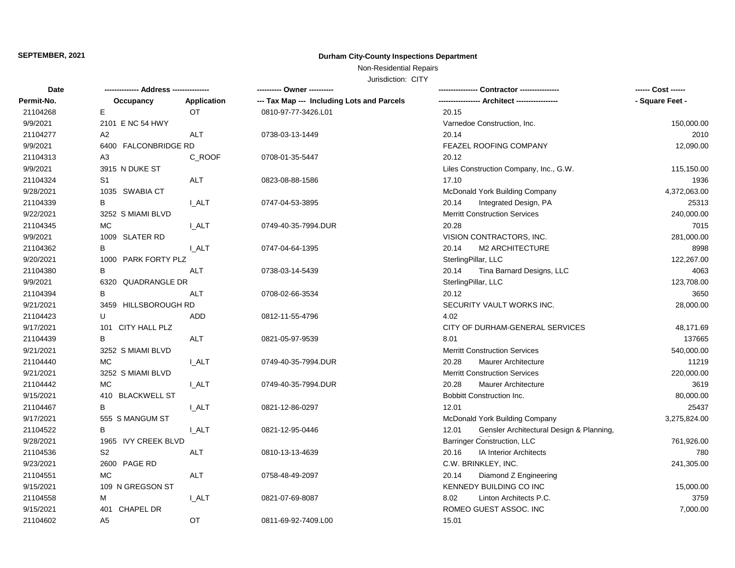**SEPTEMBER, 2021**

**Durham City-County Inspections Department**

Non-Residential Repairs

Jurisdiction: CITY

| Date / Permit-No. | Address / Occupancy | Application | Owner / Tax Map --- Including Lots and Parcels | Contractor / Architect | Cost / Square Feet |
|---|---|---|---|---|---|
| 21104268 | E | OT | 0810-97-77-3426.L01 | 20.15 | |
| 9/9/2021 | 2101 E NC 54 HWY | | | Varnedoe Construction, Inc. | 150,000.00 |
| 21104277 | A2 | ALT | 0738-03-13-1449 | 20.14 | 2010 |
| 9/9/2021 | 6400 FALCONBRIDGE RD | | | FEAZEL ROOFING COMPANY | 12,090.00 |
| 21104313 | A3 | C_ROOF | 0708-01-35-5447 | 20.12 | |
| 9/9/2021 | 3915 N DUKE ST | | | Liles Construction Company, Inc., G.W. | 115,150.00 |
| 21104324 | S1 | ALT | 0823-08-88-1586 | 17.10 | 1936 |
| 9/28/2021 | 1035 SWABIA CT | | | McDonald York Building Company | 4,372,063.00 |
| 21104339 | B | I_ALT | 0747-04-53-3895 | 20.14 Integrated Design, PA | 25313 |
| 9/22/2021 | 3252 S MIAMI BLVD | | | Merritt Construction Services | 240,000.00 |
| 21104345 | MC | I_ALT | 0749-40-35-7994.DUR | 20.28 | 7015 |
| 9/9/2021 | 1009 SLATER RD | | | VISION CONTRACTORS, INC. | 281,000.00 |
| 21104362 | B | I_ALT | 0747-04-64-1395 | 20.14 M2 ARCHITECTURE | 8998 |
| 9/20/2021 | 1000 PARK FORTY PLZ | | | SterlingPillar, LLC | 122,267.00 |
| 21104380 | B | ALT | 0738-03-14-5439 | 20.14 Tina Barnard Designs, LLC | 4063 |
| 9/9/2021 | 6320 QUADRANGLE DR | | | SterlingPillar, LLC | 123,708.00 |
| 21104394 | B | ALT | 0708-02-66-3534 | 20.12 | 3650 |
| 9/21/2021 | 3459 HILLSBOROUGH RD | | | SECURITY VAULT WORKS INC. | 28,000.00 |
| 21104423 | U | ADD | 0812-11-55-4796 | 4.02 | |
| 9/17/2021 | 101 CITY HALL PLZ | | | CITY OF DURHAM-GENERAL SERVICES | 48,171.69 |
| 21104439 | B | ALT | 0821-05-97-9539 | 8.01 | 137665 |
| 9/21/2021 | 3252 S MIAMI BLVD | | | Merritt Construction Services | 540,000.00 |
| 21104440 | MC | I_ALT | 0749-40-35-7994.DUR | 20.28 Maurer Architecture | 11219 |
| 9/21/2021 | 3252 S MIAMI BLVD | | | Merritt Construction Services | 220,000.00 |
| 21104442 | MC | I_ALT | 0749-40-35-7994.DUR | 20.28 Maurer Architecture | 3619 |
| 9/15/2021 | 410 BLACKWELL ST | | | Bobbitt Construction Inc. | 80,000.00 |
| 21104467 | B | I_ALT | 0821-12-86-0297 | 12.01 | 25437 |
| 9/17/2021 | 555 S MANGUM ST | | | McDonald York Building Company | 3,275,824.00 |
| 21104522 | B | I_ALT | 0821-12-95-0446 | 12.01 Gensler Architectural Design & Planning, | |
| 9/28/2021 | 1965 IVY CREEK BLVD | | | Barringer Construction, LLC | 761,926.00 |
| 21104536 | S2 | ALT | 0810-13-13-4639 | 20.16 IA Interior Architects | 780 |
| 9/23/2021 | 2600 PAGE RD | | | C.W. BRINKLEY, INC. | 241,305.00 |
| 21104551 | MC | ALT | 0758-48-49-2097 | 20.14 Diamond Z Engineering | |
| 9/15/2021 | 109 N GREGSON ST | | | KENNEDY BUILDING CO INC | 15,000.00 |
| 21104558 | M | I_ALT | 0821-07-69-8087 | 8.02 Linton Architects P.C. | 3759 |
| 9/15/2021 | 401 CHAPEL DR | | | ROMEO GUEST ASSOC. INC | 7,000.00 |
| 21104602 | A5 | OT | 0811-69-92-7409.L00 | 15.01 | |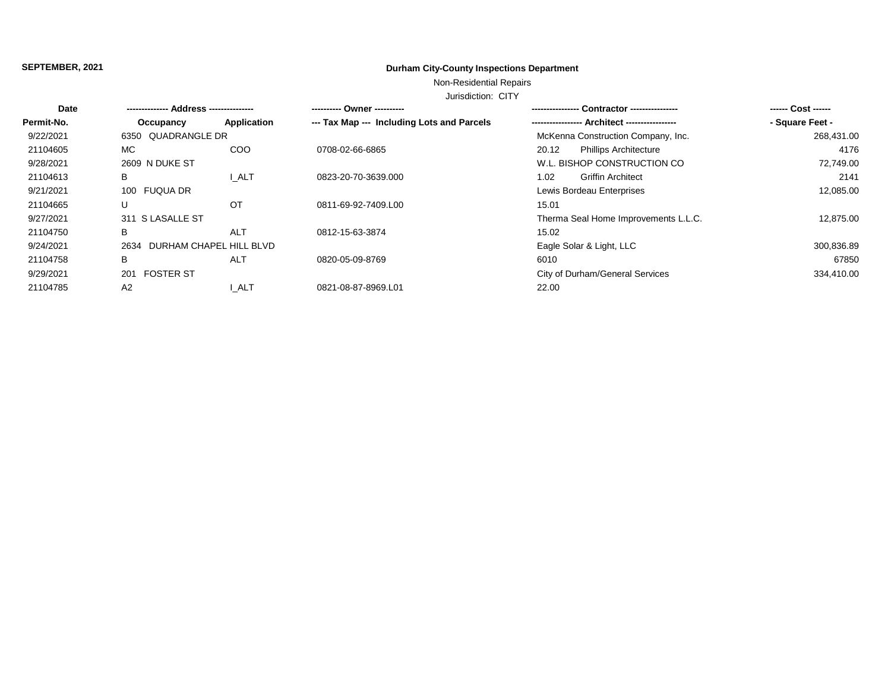**SEPTEMBER, 2021**

**Durham City-County Inspections Department**

Non-Residential Repairs

Jurisdiction: CITY

| Date<br>Permit-No. | ------------- Address ---------------<br>Occupancy | <br>Application | ---------- Owner ----------<br>--- Tax Map --- Including Lots and Parcels | ---------------- Contractor ----------------<br>----------------- Architect ----------------- | ------ Cost ------<br>- Square Feet - |
|---|---|---|---|---|---|
| 9/22/2021 | 6350 QUADRANGLE DR | | | McKenna Construction Company, Inc. | 268,431.00 |
| 21104605 | MC | COO | 0708-02-66-6865 | 20.12 Phillips Architecture | 4176 |
| 9/28/2021 | 2609 N DUKE ST | | | W.L. BISHOP CONSTRUCTION CO | 72,749.00 |
| 21104613 | B | I_ALT | 0823-20-70-3639.000 | 1.02 Griffin Architect | 2141 |
| 9/21/2021 | 100 FUQUA DR | | | Lewis Bordeau Enterprises | 12,085.00 |
| 21104665 | U | OT | 0811-69-92-7409.L00 | 15.01 | |
| 9/27/2021 | 311 S LASALLE ST | | | Therma Seal Home Improvements L.L.C. | 12,875.00 |
| 21104750 | B | ALT | 0812-15-63-3874 | 15.02 | |
| 9/24/2021 | 2634 DURHAM CHAPEL HILL BLVD | | | Eagle Solar & Light, LLC | 300,836.89 |
| 21104758 | B | ALT | 0820-05-09-8769 | 6010 | 67850 |
| 9/29/2021 | 201 FOSTER ST | | | City of Durham/General Services | 334,410.00 |
| 21104785 | A2 | I_ALT | 0821-08-87-8969.L01 | 22.00 | |